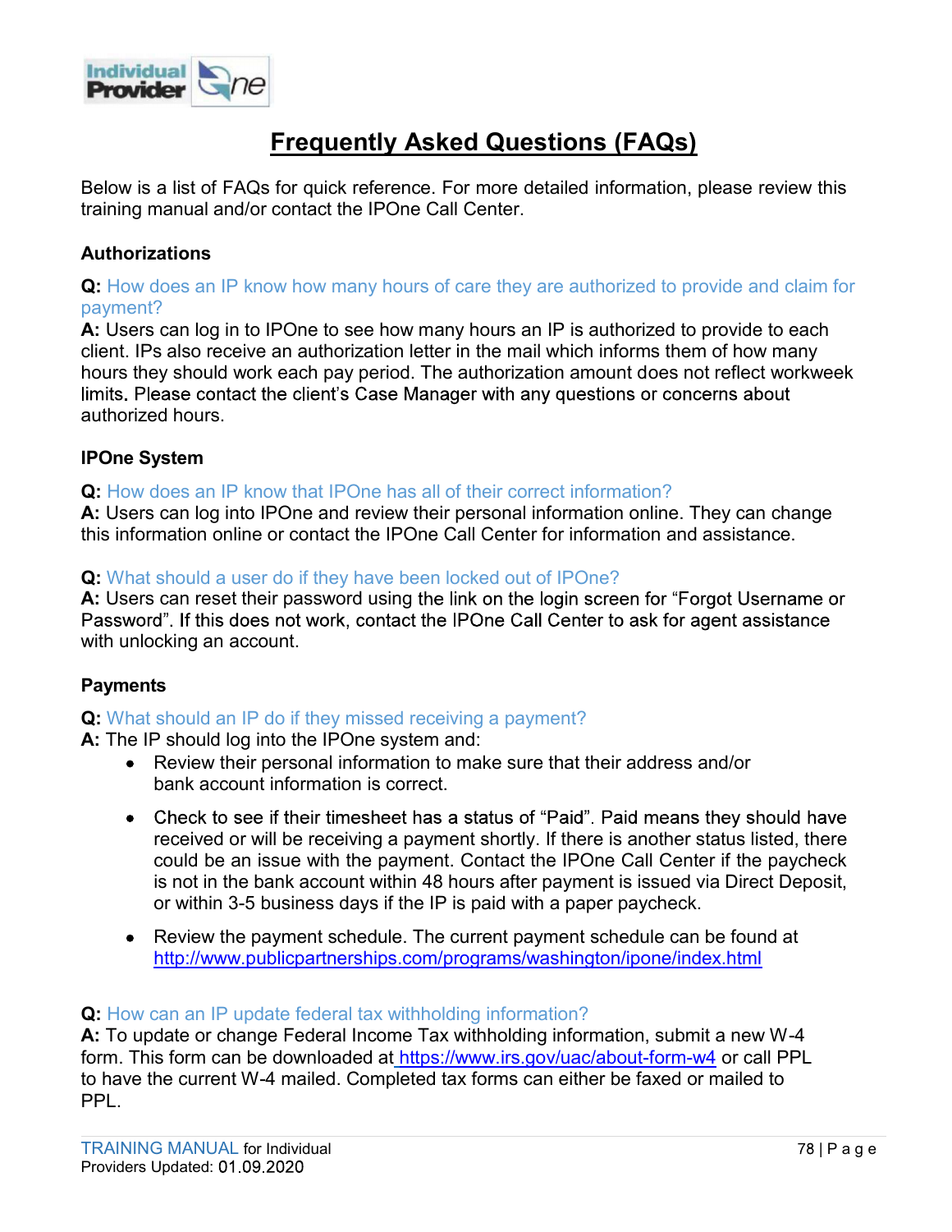# Frequently Asked Questions (FAQs)

Below is a list of FAQs for quick reference. For more detailed information, please review this training manual and/or contact the IPOne Call Center.

### Authorizations

**Q:** How does an IP know how many hours of care they are authorized to provide and claim for payment?

**A:** Users can log in to IPOne to see how many hours an IP is authorized to provide to each client. IPs also receive an authorization letter in the mail which informs them of how many hours they should work each pay period. The authorization amount does not reflect workweek limits. Please contact the client's Case Manager with any questions or concerns about authorized hours.

### IPOne System

**Q:** How does an IP know that IPOne has all of their correct information?

**A:** Users can log into IPOne and review their personal information online. They can change this information online or contact the IPOne Call Center for information and assistance.

**Q:** What should a user do if they have been locked out of IPOne?

**A:** Users can reset their password using the link on the login screen for "Forgot Username or Password". If this does not work, contact the IPOne Call Center to ask for agent assistance with unlocking an account.

### Payments

**Q:** What should an IP do if they missed receiving a payment?

**A:** The IP should log into the IPOne system and:

- Review their personal information to make sure that their address and/or bank account information is correct.
- Check to see if their timesheet has a status of "Paid". Paid means they should have received or will be receiving a payment shortly. If there is another status listed, there could be an issue with the payment. Contact the IPOne Call Center if the paycheck is not in the bank account within 48 hours after payment is issued via Direct Deposit, or within 3-5 business days if the IP is paid with a paper paycheck.
- Review the payment schedule. The current payment schedule can be found at http://www.publicpartnerships.com/programs/washington/ipone/index.html

**Q:** How can an IP update federal tax withholding information?

**A:** To update or change Federal Income Tax withholding information, submit a new W-4 form. This form can be downloaded at https://www.irs.gov/uac/about-form-w4 or call PPL to have the current W-4 mailed. Completed tax forms can either be faxed or mailed to PPL.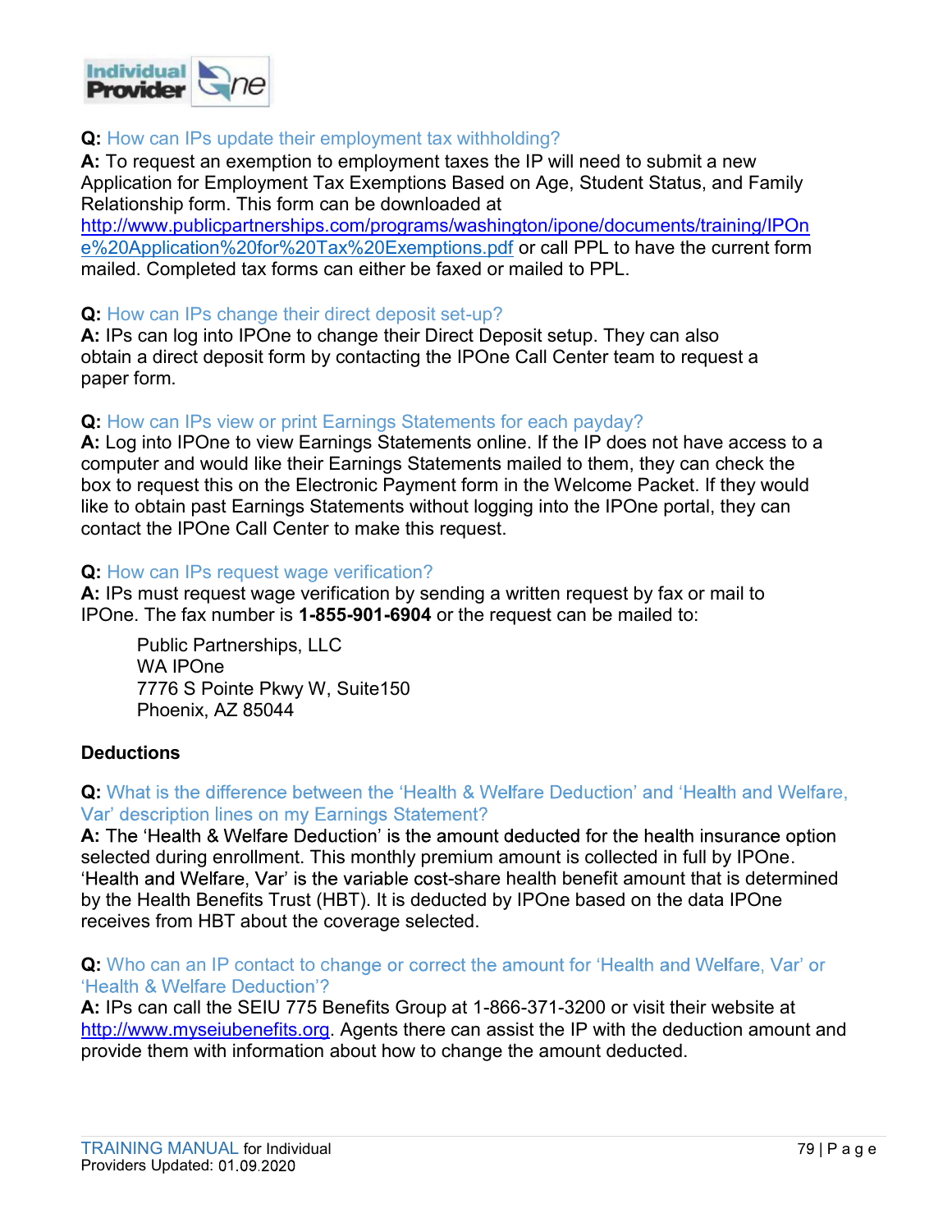**Q:** How can IPs update their employment tax withholding?

**A:** To request an exemption to employment taxes the IP will need to submit a new Application for Employment Tax Exemptions Based on Age, Student Status, and Family Relationship form. This form can be downloaded at http://www.publicpartnerships.com/programs/washington/ipone/documents/training/IPOne%20Application%20for%20Tax%20Exemptions.pdf or call PPL to have the current form mailed. Completed tax forms can either be faxed or mailed to PPL.

**Q:** How can IPs change their direct deposit set-up?

**A:** IPs can log into IPOne to change their Direct Deposit setup. They can also obtain a direct deposit form by contacting the IPOne Call Center team to request a paper form.

**Q:** How can IPs view or print Earnings Statements for each payday?

**A:** Log into IPOne to view Earnings Statements online. If the IP does not have access to a computer and would like their Earnings Statements mailed to them, they can check the box to request this on the Electronic Payment form in the Welcome Packet. If they would like to obtain past Earnings Statements without logging into the IPOne portal, they can contact the IPOne Call Center to make this request.

**Q:** How can IPs request wage verification?

**A:** IPs must request wage verification by sending a written request by fax or mail to IPOne. The fax number is **1-855-901-6904** or the request can be mailed to:

> Public Partnerships, LLC
> WA IPOne
> 7776 S Pointe Pkwy W, Suite150
> Phoenix, AZ 85044

**Deductions**

**Q:** What is the difference between the 'Health & Welfare Deduction' and 'Health and Welfare, Var' description lines on my Earnings Statement?

**A:** The 'Health & Welfare Deduction' is the amount deducted for the health insurance option selected during enrollment. This monthly premium amount is collected in full by IPOne. 'Health and Welfare, Var' is the variable cost-share health benefit amount that is determined by the Health Benefits Trust (HBT). It is deducted by IPOne based on the data IPOne receives from HBT about the coverage selected.

**Q:** Who can an IP contact to change or correct the amount for 'Health and Welfare, Var' or 'Health & Welfare Deduction'?

**A:** IPs can call the SEIU 775 Benefits Group at 1-866-371-3200 or visit their website at http://www.myseiubenefits.org. Agents there can assist the IP with the deduction amount and provide them with information about how to change the amount deducted.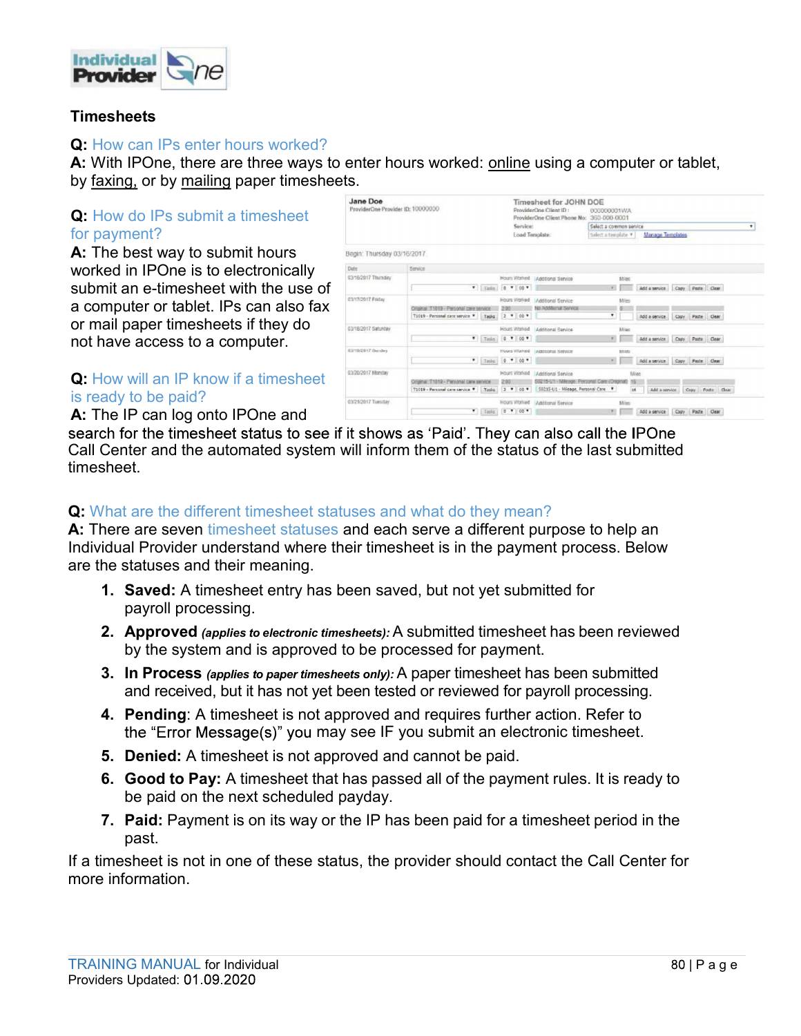### Timesheets

**Q:** How can IPs enter hours worked?
**A:** With IPOne, there are three ways to enter hours worked: online using a computer or tablet, by faxing, or by mailing paper timesheets.

**Q:** How do IPs submit a timesheet for payment?
**A:** The best way to submit hours worked in IPOne is to electronically submit an e-timesheet with the use of a computer or tablet. IPs can also fax or mail paper timesheets if they do not have access to a computer.

**Q:** How will an IP know if a timesheet is ready to be paid?
**A:** The IP can log onto IPOne and search for the timesheet status to see if it shows as 'Paid'. They can also call the IPOne Call Center and the automated system will inform them of the status of the last submitted timesheet.

**Q:** What are the different timesheet statuses and what do they mean?
**A:** There are seven timesheet statuses and each serve a different purpose to help an Individual Provider understand where their timesheet is in the payment process. Below are the statuses and their meaning.

1. **Saved:** A timesheet entry has been saved, but not yet submitted for payroll processing.
2. **Approved** ***(applies to electronic timesheets):*** A submitted timesheet has been reviewed by the system and is approved to be processed for payment.
3. **In Process** ***(applies to paper timesheets only):*** A paper timesheet has been submitted and received, but it has not yet been tested or reviewed for payroll processing.
4. **Pending**: A timesheet is not approved and requires further action. Refer to the "Error Message(s)" you may see IF you submit an electronic timesheet.
5. **Denied:** A timesheet is not approved and cannot be paid.
6. **Good to Pay:** A timesheet that has passed all of the payment rules. It is ready to be paid on the next scheduled payday.
7. **Paid:** Payment is on its way or the IP has been paid for a timesheet period in the past.

If a timesheet is not in one of these status, the provider should contact the Call Center for more information.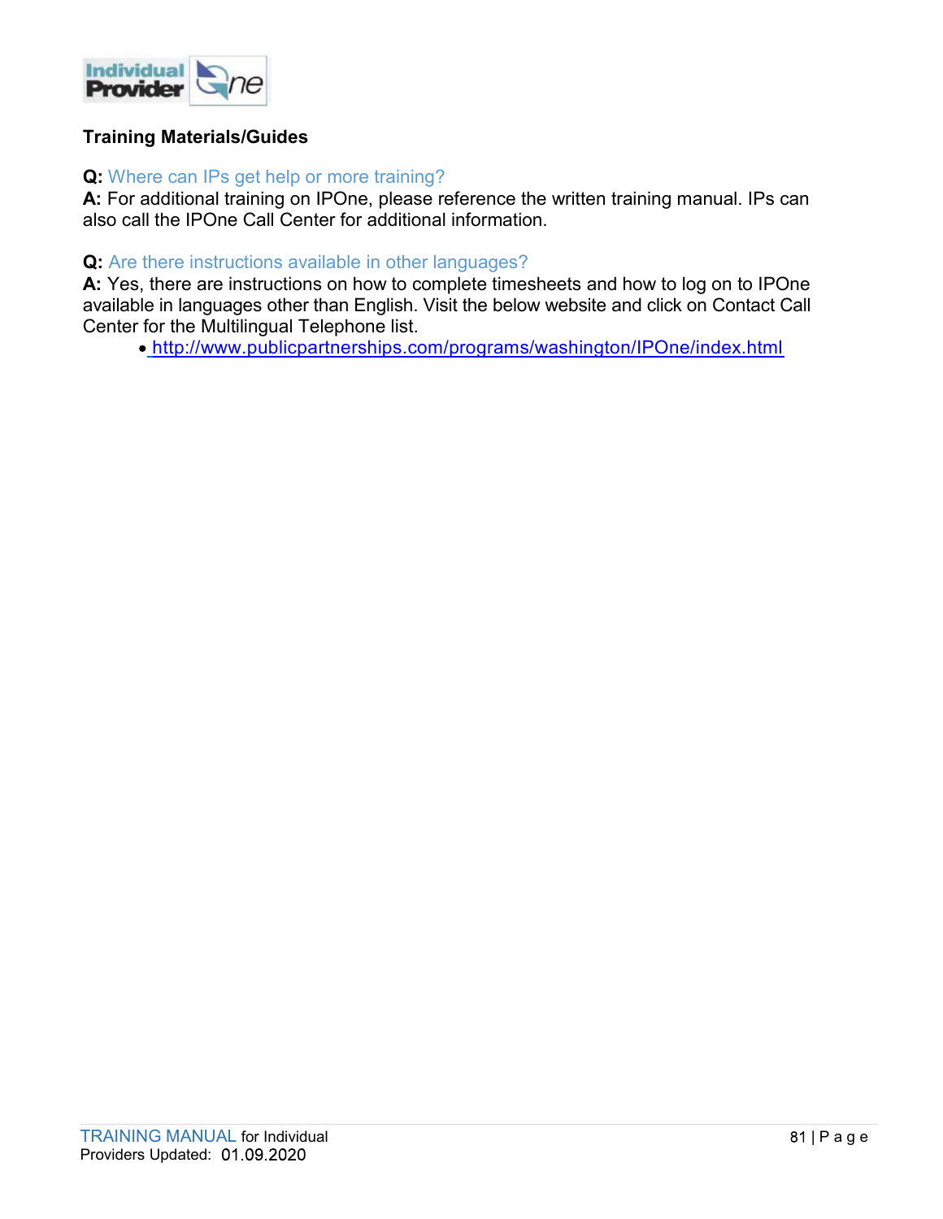## Training Materials/Guides

**Q:** Where can IPs get help or more training?
**A:** For additional training on IPOne, please reference the written training manual. IPs can also call the IPOne Call Center for additional information.

**Q:** Are there instructions available in other languages?
**A:** Yes, there are instructions on how to complete timesheets and how to log on to IPOne available in languages other than English. Visit the below website and click on Contact Call Center for the Multilingual Telephone list.

- http://www.publicpartnerships.com/programs/washington/IPOne/index.html